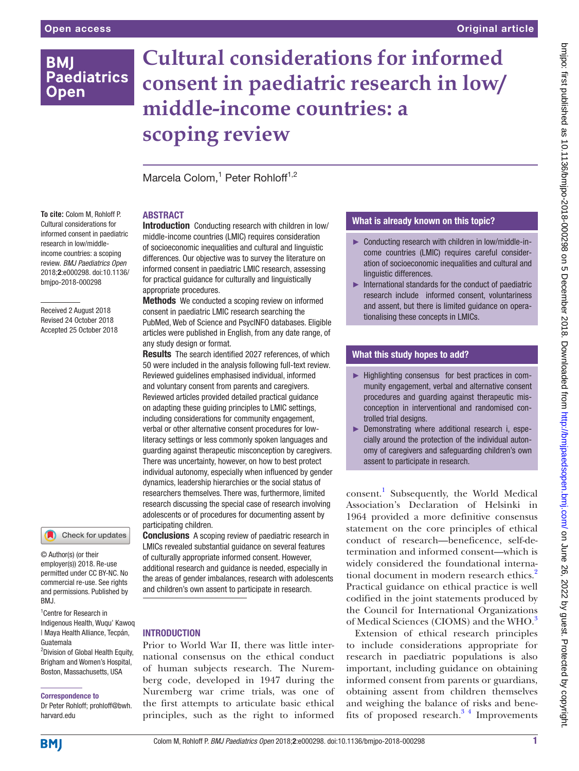Open access

Original article

# Cultural considerations for informed consent in paediatric research in low/middle-income countries: a scoping review

Marcela Colom,[1] Peter Rohloff[1,2]

**To cite:** Colom M, Rohloff P. Cultural considerations for informed consent in paediatric research in low/middle-income countries: a scoping review. *BMJ Paediatrics Open* 2018;**2**:e000298. doi:10.1136/bmjpo-2018-000298

Received 2 August 2018
Revised 24 October 2018
Accepted 25 October 2018

© Author(s) (or their employer(s)) 2018. Re-use permitted under CC BY-NC. No commercial re-use. See rights and permissions. Published by BMJ.

[1]Centre for Research in Indigenous Health, Wuqu' Kawoq | Maya Health Alliance, Tecpán, Guatemala
[2]Division of Global Health Equity, Brigham and Women's Hospital, Boston, Massachusetts, USA

**Correspondence to**
Dr Peter Rohloff; prohloff@bwh.harvard.edu

## Abstract

**Introduction** Conducting research with children in low/middle-income countries (LMIC) requires consideration of socioeconomic inequalities and cultural and linguistic differences. Our objective was to survey the literature on informed consent in paediatric LMIC research, assessing for practical guidance for culturally and linguistically appropriate procedures.

**Methods** We conducted a scoping review on informed consent in paediatric LMIC research searching the PubMed, Web of Science and PsycINFO databases. Eligible articles were published in English, from any date range, of any study design or format.

**Results** The search identified 2027 references, of which 50 were included in the analysis following full-text review. Reviewed guidelines emphasised individual, informed and voluntary consent from parents and caregivers. Reviewed articles provided detailed practical guidance on adapting these guiding principles to LMIC settings, including considerations for community engagement, verbal or other alternative consent procedures for low-literacy settings or less commonly spoken languages and guarding against therapeutic misconception by caregivers. There was uncertainty, however, on how to best protect individual autonomy, especially when influenced by gender dynamics, leadership hierarchies or the social status of researchers themselves. There was, furthermore, limited research discussing the special case of research involving adolescents or of procedures for documenting assent by participating children.

**Conclusions** A scoping review of paediatric research in LMICs revealed substantial guidance on several features of culturally appropriate informed consent. However, additional research and guidance is needed, especially in the areas of gender imbalances, research with adolescents and children's own assent to participate in research.

### What is already known on this topic?

- Conducting research with children in low/middle-income countries (LMIC) requires careful consideration of socioeconomic inequalities and cultural and linguistic differences.
- International standards for the conduct of paediatric research include informed consent, voluntariness and assent, but there is limited guidance on operationalising these concepts in LMICs.

### What this study hopes to add?

- Highlighting consensus for best practices in community engagement, verbal and alternative consent procedures and guarding against therapeutic misconception in interventional and randomised controlled trial designs.
- Demonstrating where additional research i, especially around the protection of the individual autonomy of caregivers and safeguarding children's own assent to participate in research.

## Introduction

Prior to World War II, there was little international consensus on the ethical conduct of human subjects research. The Nuremberg code, developed in 1947 during the Nuremberg war crime trials, was one of the first attempts to articulate basic ethical principles, such as the right to informed consent.[1] Subsequently, the World Medical Association's Declaration of Helsinki in 1964 provided a more definitive consensus statement on the core principles of ethical conduct of research—beneficence, self-determination and informed consent—which is widely considered the foundational international document in modern research ethics.[2] Practical guidance on ethical practice is well codified in the joint statements produced by the Council for International Organizations of Medical Sciences (CIOMS) and the WHO.[3]

Extension of ethical research principles to include considerations appropriate for research in paediatric populations is also important, including guidance on obtaining informed consent from parents or guardians, obtaining assent from children themselves and weighing the balance of risks and benefits of proposed research.[3 4] Improvements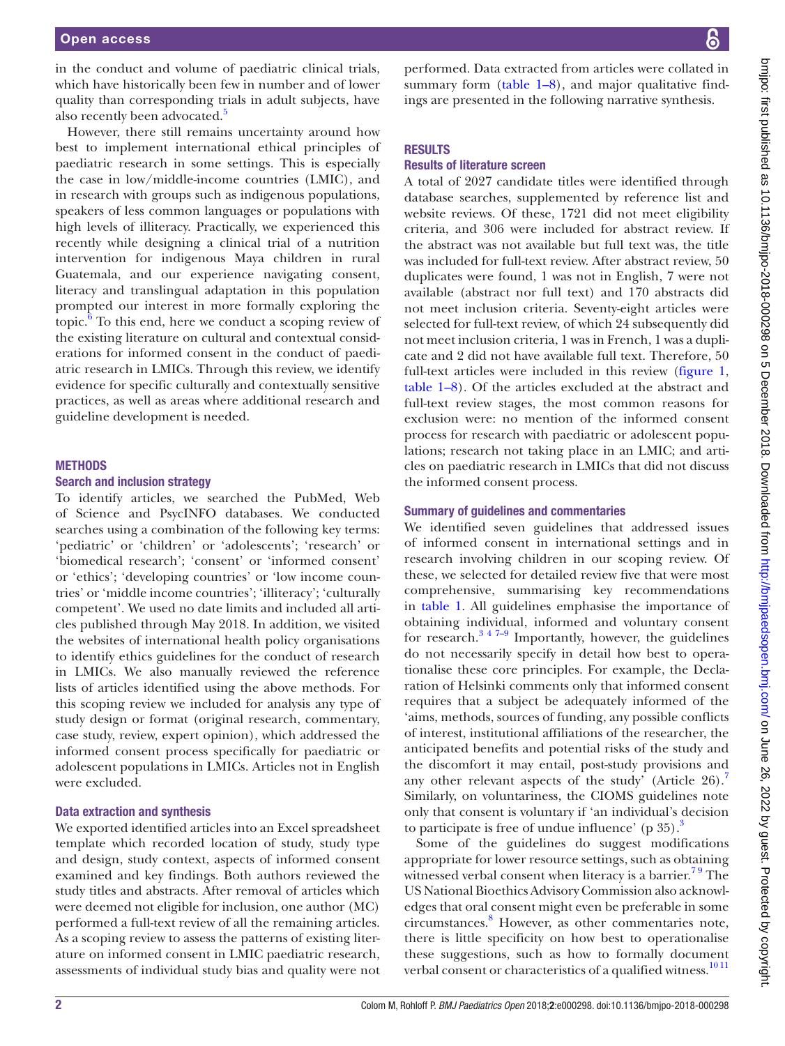in the conduct and volume of paediatric clinical trials, which have historically been few in number and of lower quality than corresponding trials in adult subjects, have also recently been advocated.[5]

However, there still remains uncertainty around how best to implement international ethical principles of paediatric research in some settings. This is especially the case in low/middle-income countries (LMIC), and in research with groups such as indigenous populations, speakers of less common languages or populations with high levels of illiteracy. Practically, we experienced this recently while designing a clinical trial of a nutrition intervention for indigenous Maya children in rural Guatemala, and our experience navigating consent, literacy and translingual adaptation in this population prompted our interest in more formally exploring the topic.[6] To this end, here we conduct a scoping review of the existing literature on cultural and contextual considerations for informed consent in the conduct of paediatric research in LMICs. Through this review, we identify evidence for specific culturally and contextually sensitive practices, as well as areas where additional research and guideline development is needed.

## METHODS

### Search and inclusion strategy

To identify articles, we searched the PubMed, Web of Science and PsycINFO databases. We conducted searches using a combination of the following key terms: 'pediatric' or 'children' or 'adolescents'; 'research' or 'biomedical research'; 'consent' or 'informed consent' or 'ethics'; 'developing countries' or 'low income countries' or 'middle income countries'; 'illiteracy'; 'culturally competent'. We used no date limits and included all articles published through May 2018. In addition, we visited the websites of international health policy organisations to identify ethics guidelines for the conduct of research in LMICs. We also manually reviewed the reference lists of articles identified using the above methods. For this scoping review we included for analysis any type of study design or format (original research, commentary, case study, review, expert opinion), which addressed the informed consent process specifically for paediatric or adolescent populations in LMICs. Articles not in English were excluded.

### Data extraction and synthesis

We exported identified articles into an Excel spreadsheet template which recorded location of study, study type and design, study context, aspects of informed consent examined and key findings. Both authors reviewed the study titles and abstracts. After removal of articles which were deemed not eligible for inclusion, one author (MC) performed a full-text review of all the remaining articles. As a scoping review to assess the patterns of existing literature on informed consent in LMIC paediatric research, assessments of individual study bias and quality were not performed. Data extracted from articles were collated in summary form (table 1–8), and major qualitative findings are presented in the following narrative synthesis.

## RESULTS

### Results of literature screen

A total of 2027 candidate titles were identified through database searches, supplemented by reference list and website reviews. Of these, 1721 did not meet eligibility criteria, and 306 were included for abstract review. If the abstract was not available but full text was, the title was included for full-text review. After abstract review, 50 duplicates were found, 1 was not in English, 7 were not available (abstract nor full text) and 170 abstracts did not meet inclusion criteria. Seventy-eight articles were selected for full-text review, of which 24 subsequently did not meet inclusion criteria, 1 was in French, 1 was a duplicate and 2 did not have available full text. Therefore, 50 full-text articles were included in this review (figure 1, table 1–8). Of the articles excluded at the abstract and full-text review stages, the most common reasons for exclusion were: no mention of the informed consent process for research with paediatric or adolescent populations; research not taking place in an LMIC; and articles on paediatric research in LMICs that did not discuss the informed consent process.

### Summary of guidelines and commentaries

We identified seven guidelines that addressed issues of informed consent in international settings and in research involving children in our scoping review. Of these, we selected for detailed review five that were most comprehensive, summarising key recommendations in table 1. All guidelines emphasise the importance of obtaining individual, informed and voluntary consent for research.[3 4 7–9] Importantly, however, the guidelines do not necessarily specify in detail how best to operationalise these core principles. For example, the Declaration of Helsinki comments only that informed consent requires that a subject be adequately informed of the 'aims, methods, sources of funding, any possible conflicts of interest, institutional affiliations of the researcher, the anticipated benefits and potential risks of the study and the discomfort it may entail, post-study provisions and any other relevant aspects of the study' (Article 26).[7] Similarly, on voluntariness, the CIOMS guidelines note only that consent is voluntary if 'an individual's decision to participate is free of undue influence' (p 35).[3]

Some of the guidelines do suggest modifications appropriate for lower resource settings, such as obtaining witnessed verbal consent when literacy is a barrier.[7 9] The US National Bioethics Advisory Commission also acknowledges that oral consent might even be preferable in some circumstances.[8] However, as other commentaries note, there is little specificity on how best to operationalise these suggestions, such as how to formally document verbal consent or characteristics of a qualified witness.[10 11]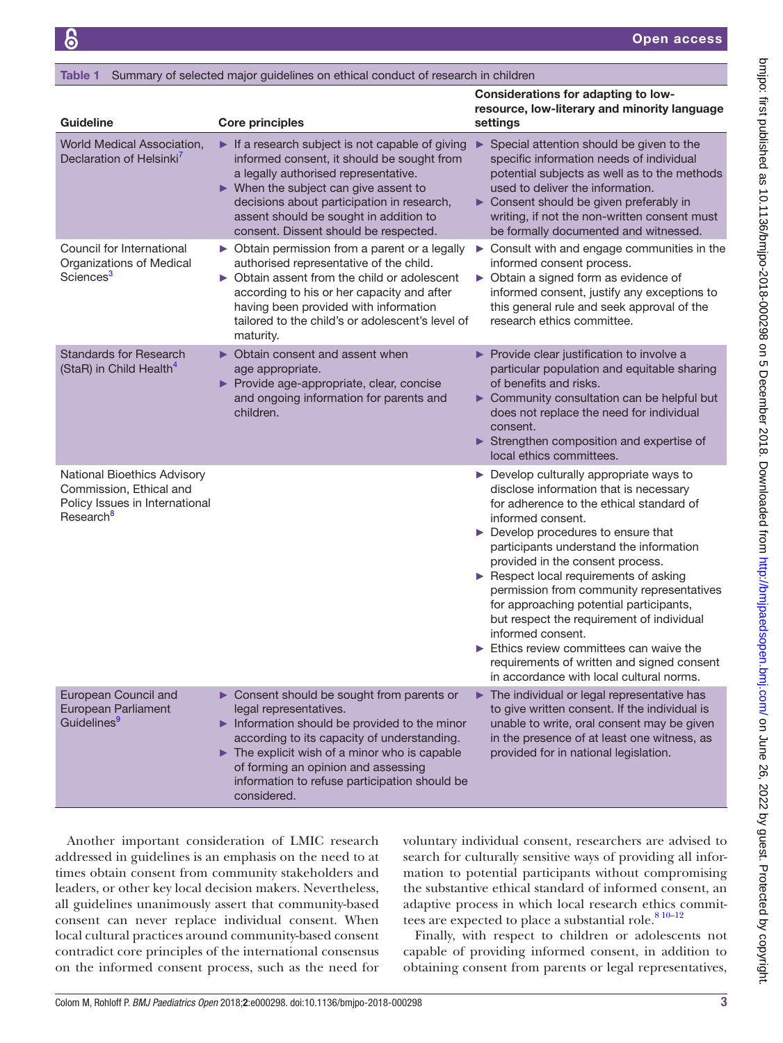Table 1 Summary of selected major guidelines on ethical conduct of research in children

| Guideline | Core principles | Considerations for adapting to low-resource, low-literary and minority language settings |
|---|---|---|
| World Medical Association, Declaration of Helsinki[7] | ► If a research subject is not capable of giving informed consent, it should be sought from a legally authorised representative.<br>► When the subject can give assent to decisions about participation in research, assent should be sought in addition to consent. Dissent should be respected. | ► Special attention should be given to the specific information needs of individual potential subjects as well as to the methods used to deliver the information.<br>► Consent should be given preferably in writing, if not the non-written consent must be formally documented and witnessed. |
| Council for International Organizations of Medical Sciences[3] | ► Obtain permission from a parent or a legally authorised representative of the child.<br>► Obtain assent from the child or adolescent according to his or her capacity and after having been provided with information tailored to the child's or adolescent's level of maturity. | ► Consult with and engage communities in the informed consent process.<br>► Obtain a signed form as evidence of informed consent, justify any exceptions to this general rule and seek approval of the research ethics committee. |
| Standards for Research (StaR) in Child Health[4] | ► Obtain consent and assent when age appropriate.<br>► Provide age-appropriate, clear, concise and ongoing information for parents and children. | ► Provide clear justification to involve a particular population and equitable sharing of benefits and risks.<br>► Community consultation can be helpful but does not replace the need for individual consent.<br>► Strengthen composition and expertise of local ethics committees. |
| National Bioethics Advisory Commission, Ethical and Policy Issues in International Research[8] | | ► Develop culturally appropriate ways to disclose information that is necessary for adherence to the ethical standard of informed consent.<br>► Develop procedures to ensure that participants understand the information provided in the consent process.<br>► Respect local requirements of asking permission from community representatives for approaching potential participants, but respect the requirement of individual informed consent.<br>► Ethics review committees can waive the requirements of written and signed consent in accordance with local cultural norms. |
| European Council and European Parliament Guidelines[9] | ► Consent should be sought from parents or legal representatives.<br>► Information should be provided to the minor according to its capacity of understanding.<br>► The explicit wish of a minor who is capable of forming an opinion and assessing information to refuse participation should be considered. | ► The individual or legal representative has to give written consent. If the individual is unable to write, oral consent may be given in the presence of at least one witness, as provided for in national legislation. |

Another important consideration of LMIC research addressed in guidelines is an emphasis on the need to at times obtain consent from community stakeholders and leaders, or other key local decision makers. Nevertheless, all guidelines unanimously assert that community-based consent can never replace individual consent. When local cultural practices around community-based consent contradict core principles of the international consensus on the informed consent process, such as the need for voluntary individual consent, researchers are advised to search for culturally sensitive ways of providing all information to potential participants without compromising the substantive ethical standard of informed consent, an adaptive process in which local research ethics committees are expected to place a substantial role.[8 10–12]

Finally, with respect to children or adolescents not capable of providing informed consent, in addition to obtaining consent from parents or legal representatives,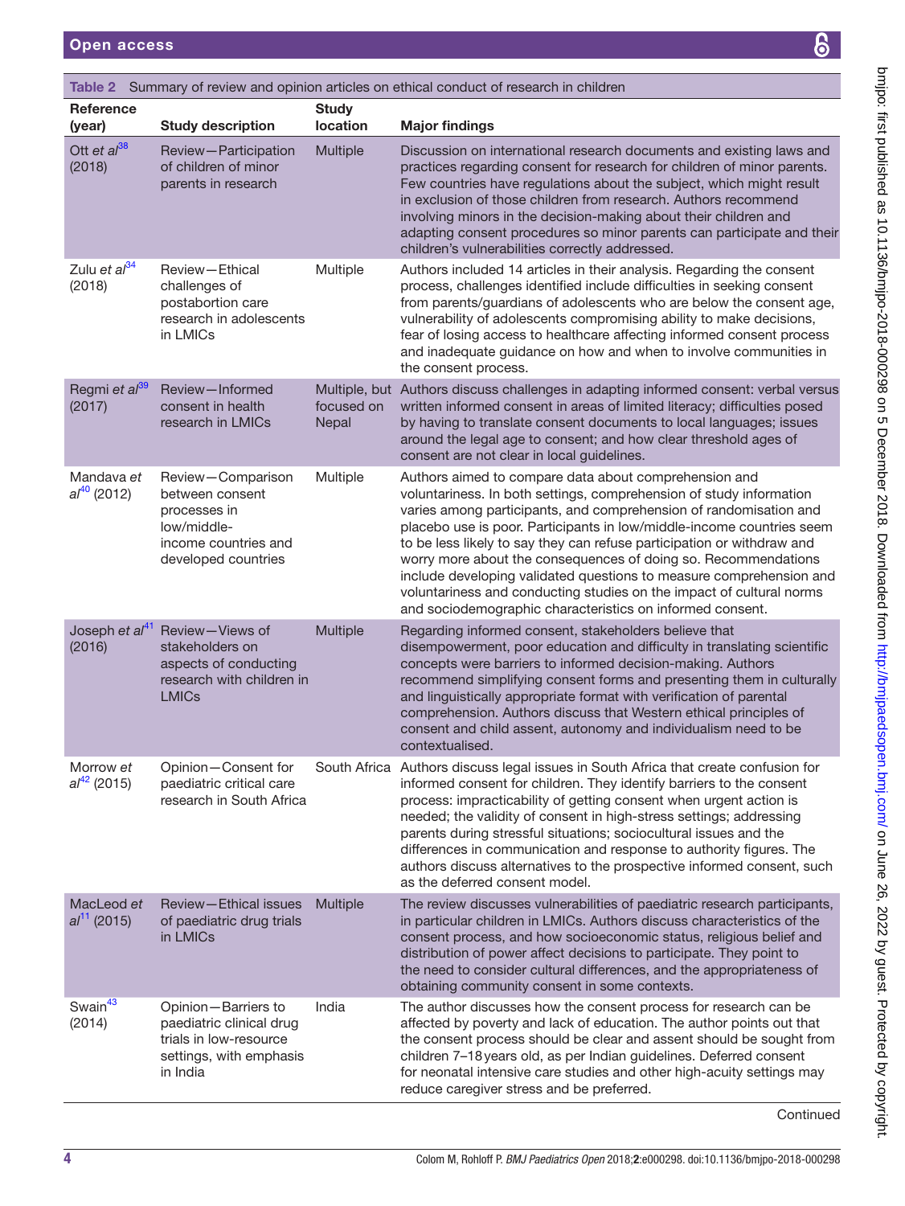**Table 2** Summary of review and opinion articles on ethical conduct of research in children

| Reference (year) | Study description | Study location | Major findings |
|---|---|---|---|
| Ott *et al*[38] (2018) | Review—Participation of children of minor parents in research | Multiple | Discussion on international research documents and existing laws and practices regarding consent for research for children of minor parents. Few countries have regulations about the subject, which might result in exclusion of those children from research. Authors recommend involving minors in the decision-making about their children and adapting consent procedures so minor parents can participate and their children's vulnerabilities correctly addressed. |
| Zulu *et al*[34] (2018) | Review—Ethical challenges of postabortion care research in adolescents in LMICs | Multiple | Authors included 14 articles in their analysis. Regarding the consent process, challenges identified include difficulties in seeking consent from parents/guardians of adolescents who are below the consent age, vulnerability of adolescents compromising ability to make decisions, fear of losing access to healthcare affecting informed consent process and inadequate guidance on how and when to involve communities in the consent process. |
| Regmi *et al*[39] (2017) | Review—Informed consent in health research in LMICs | Multiple, but focused on Nepal | Authors discuss challenges in adapting informed consent: verbal versus written informed consent in areas of limited literacy; difficulties posed by having to translate consent documents to local languages; issues around the legal age to consent; and how clear threshold ages of consent are not clear in local guidelines. |
| Mandava *et al*[40] (2012) | Review—Comparison between consent processes in low/middle-income countries and developed countries | Multiple | Authors aimed to compare data about comprehension and voluntariness. In both settings, comprehension of study information varies among participants, and comprehension of randomisation and placebo use is poor. Participants in low/middle-income countries seem to be less likely to say they can refuse participation or withdraw and worry more about the consequences of doing so. Recommendations include developing validated questions to measure comprehension and voluntariness and conducting studies on the impact of cultural norms and sociodemographic characteristics on informed consent. |
| Joseph *et al*[41] (2016) | Review—Views of stakeholders on aspects of conducting research with children in LMICs | Multiple | Regarding informed consent, stakeholders believe that disempowerment, poor education and difficulty in translating scientific concepts were barriers to informed decision-making. Authors recommend simplifying consent forms and presenting them in culturally and linguistically appropriate format with verification of parental comprehension. Authors discuss that Western ethical principles of consent and child assent, autonomy and individualism need to be contextualised. |
| Morrow *et al*[42] (2015) | Opinion—Consent for paediatric critical care research in South Africa | South Africa | Authors discuss legal issues in South Africa that create confusion for informed consent for children. They identify barriers to the consent process: impracticability of getting consent when urgent action is needed; the validity of consent in high-stress settings; addressing parents during stressful situations; sociocultural issues and the differences in communication and response to authority figures. The authors discuss alternatives to the prospective informed consent, such as the deferred consent model. |
| MacLeod *et al*[11] (2015) | Review—Ethical issues of paediatric drug trials in LMICs | Multiple | The review discusses vulnerabilities of paediatric research participants, in particular children in LMICs. Authors discuss characteristics of the consent process, and how socioeconomic status, religious belief and distribution of power affect decisions to participate. They point to the need to consider cultural differences, and the appropriateness of obtaining community consent in some contexts. |
| Swain[43] (2014) | Opinion—Barriers to paediatric clinical drug trials in low-resource settings, with emphasis in India | India | The author discusses how the consent process for research can be affected by poverty and lack of education. The author points out that the consent process should be clear and assent should be sought from children 7–18 years old, as per Indian guidelines. Deferred consent for neonatal intensive care studies and other high-acuity settings may reduce caregiver stress and be preferred. |

Continued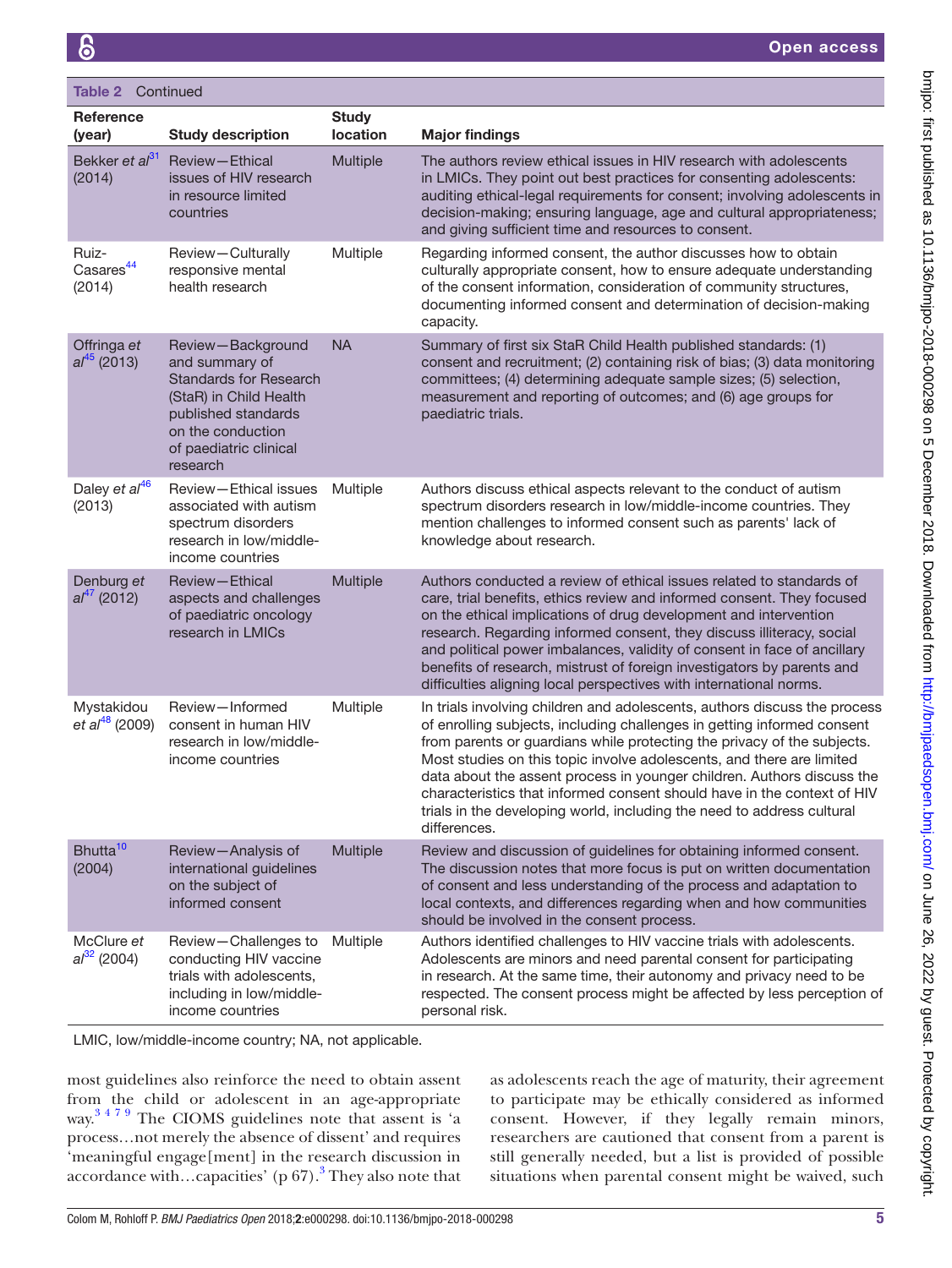**Table 2** Continued

| Reference (year) | Study description | Study location | Major findings |
|---|---|---|---|
| Bekker *et al*[31] (2014) | Review—Ethical issues of HIV research in resource limited countries | Multiple | The authors review ethical issues in HIV research with adolescents in LMICs. They point out best practices for consenting adolescents: auditing ethical-legal requirements for consent; involving adolescents in decision-making; ensuring language, age and cultural appropriateness; and giving sufficient time and resources to consent. |
| Ruiz-Casares[44] (2014) | Review—Culturally responsive mental health research | Multiple | Regarding informed consent, the author discusses how to obtain culturally appropriate consent, how to ensure adequate understanding of the consent information, consideration of community structures, documenting informed consent and determination of decision-making capacity. |
| Offringa *et al*[45] (2013) | Review—Background and summary of Standards for Research (StaR) in Child Health published standards on the conduction of paediatric clinical research | NA | Summary of first six StaR Child Health published standards: (1) consent and recruitment; (2) containing risk of bias; (3) data monitoring committees; (4) determining adequate sample sizes; (5) selection, measurement and reporting of outcomes; and (6) age groups for paediatric trials. |
| Daley *et al*[46] (2013) | Review—Ethical issues associated with autism spectrum disorders research in low/middle-income countries | Multiple | Authors discuss ethical aspects relevant to the conduct of autism spectrum disorders research in low/middle-income countries. They mention challenges to informed consent such as parents' lack of knowledge about research. |
| Denburg *et al*[47] (2012) | Review—Ethical aspects and challenges of paediatric oncology research in LMICs | Multiple | Authors conducted a review of ethical issues related to standards of care, trial benefits, ethics review and informed consent. They focused on the ethical implications of drug development and intervention research. Regarding informed consent, they discuss illiteracy, social and political power imbalances, validity of consent in face of ancillary benefits of research, mistrust of foreign investigators by parents and difficulties aligning local perspectives with international norms. |
| Mystakidou *et al*[48] (2009) | Review—Informed consent in human HIV research in low/middle-income countries | Multiple | In trials involving children and adolescents, authors discuss the process of enrolling subjects, including challenges in getting informed consent from parents or guardians while protecting the privacy of the subjects. Most studies on this topic involve adolescents, and there are limited data about the assent process in younger children. Authors discuss the characteristics that informed consent should have in the context of HIV trials in the developing world, including the need to address cultural differences. |
| Bhutta[10] (2004) | Review—Analysis of international guidelines on the subject of informed consent | Multiple | Review and discussion of guidelines for obtaining informed consent. The discussion notes that more focus is put on written documentation of consent and less understanding of the process and adaptation to local contexts, and differences regarding when and how communities should be involved in the consent process. |
| McClure *et al*[32] (2004) | Review—Challenges to conducting HIV vaccine trials with adolescents, including in low/middle-income countries | Multiple | Authors identified challenges to HIV vaccine trials with adolescents. Adolescents are minors and need parental consent for participating in research. At the same time, their autonomy and privacy need to be respected. The consent process might be affected by less perception of personal risk. |

LMIC, low/middle-income country; NA, not applicable.

most guidelines also reinforce the need to obtain assent from the child or adolescent in an age-appropriate way.[3 4 7 9] The CIOMS guidelines note that assent is 'a process…not merely the absence of dissent' and requires 'meaningful engage[ment] in the research discussion in accordance with…capacities' (p 67).[3] They also note that as adolescents reach the age of maturity, their agreement to participate may be ethically considered as informed consent. However, if they legally remain minors, researchers are cautioned that consent from a parent is still generally needed, but a list is provided of possible situations when parental consent might be waived, such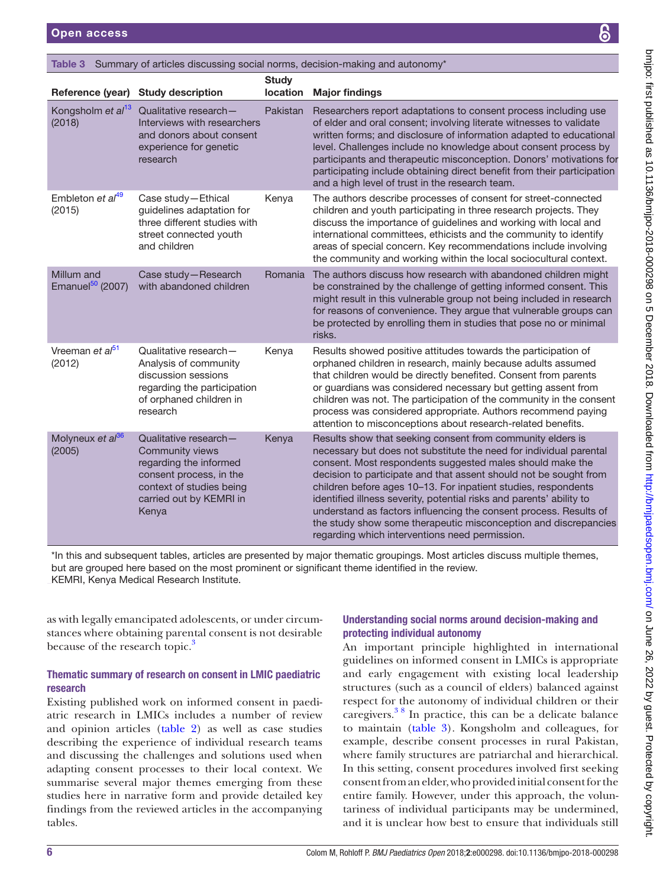Table 3 Summary of articles discussing social norms, decision-making and autonomy*

| Reference (year) | Study description | Study location | Major findings |
|---|---|---|---|
| Kongsholm *et al*[13] (2018) | Qualitative research—Interviews with researchers and donors about consent experience for genetic research | Pakistan | Researchers report adaptations to consent process including use of elder and oral consent; involving literate witnesses to validate written forms; and disclosure of information adapted to educational level. Challenges include no knowledge about consent process by participants and therapeutic misconception. Donors' motivations for participating include obtaining direct benefit from their participation and a high level of trust in the research team. |
| Embleton *et al*[49] (2015) | Case study—Ethical guidelines adaptation for three different studies with street connected youth and children | Kenya | The authors describe processes of consent for street-connected children and youth participating in three research projects. They discuss the importance of guidelines and working with local and international committees, ethicists and the community to identify areas of special concern. Key recommendations include involving the community and working within the local sociocultural context. |
| Millum and Emanuel[50] (2007) | Case study—Research with abandoned children | Romania | The authors discuss how research with abandoned children might be constrained by the challenge of getting informed consent. This might result in this vulnerable group not being included in research for reasons of convenience. They argue that vulnerable groups can be protected by enrolling them in studies that pose no or minimal risks. |
| Vreeman *et al*[51] (2012) | Qualitative research—Analysis of community discussion sessions regarding the participation of orphaned children in research | Kenya | Results showed positive attitudes towards the participation of orphaned children in research, mainly because adults assumed that children would be directly benefited. Consent from parents or guardians was considered necessary but getting assent from children was not. The participation of the community in the consent process was considered appropriate. Authors recommend paying attention to misconceptions about research-related benefits. |
| Molyneux *et al*[36] (2005) | Qualitative research—Community views regarding the informed consent process, in the context of studies being carried out by KEMRI in Kenya | Kenya | Results show that seeking consent from community elders is necessary but does not substitute the need for individual parental consent. Most respondents suggested males should make the decision to participate and that assent should not be sought from children before ages 10–13. For inpatient studies, respondents identified illness severity, potential risks and parents' ability to understand as factors influencing the consent process. Results of the study show some therapeutic misconception and discrepancies regarding which interventions need permission. |

*In this and subsequent tables, articles are presented by major thematic groupings. Most articles discuss multiple themes, but are grouped here based on the most prominent or significant theme identified in the review.
KEMRI, Kenya Medical Research Institute.

as with legally emancipated adolescents, or under circumstances where obtaining parental consent is not desirable because of the research topic.[3]

### Thematic summary of research on consent in LMIC paediatric research

Existing published work on informed consent in paediatric research in LMICs includes a number of review and opinion articles (table 2) as well as case studies describing the experience of individual research teams and discussing the challenges and solutions used when adapting consent processes to their local context. We summarise several major themes emerging from these studies here in narrative form and provide detailed key findings from the reviewed articles in the accompanying tables.

### Understanding social norms around decision-making and protecting individual autonomy

An important principle highlighted in international guidelines on informed consent in LMICs is appropriate and early engagement with existing local leadership structures (such as a council of elders) balanced against respect for the autonomy of individual children or their caregivers.[3 8] In practice, this can be a delicate balance to maintain (table 3). Kongsholm and colleagues, for example, describe consent processes in rural Pakistan, where family structures are patriarchal and hierarchical. In this setting, consent procedures involved first seeking consent from an elder, who provided initial consent for the entire family. However, under this approach, the voluntariness of individual participants may be undermined, and it is unclear how best to ensure that individuals still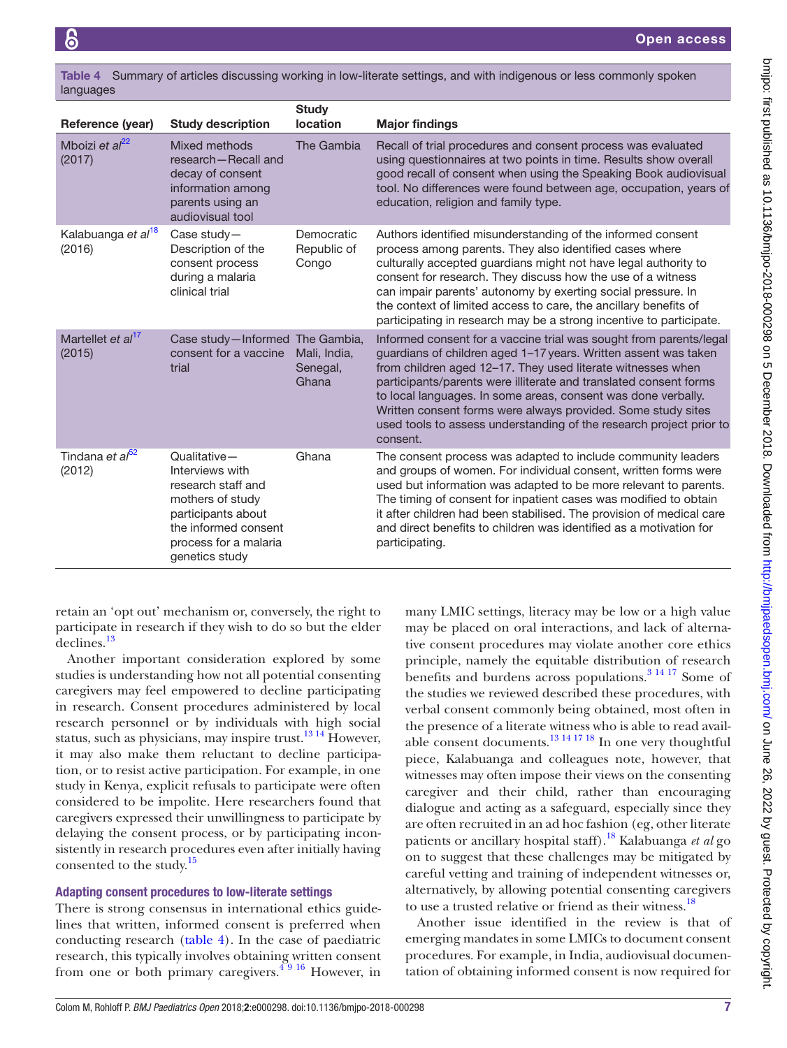**Table 4** Summary of articles discussing working in low-literate settings, and with indigenous or less commonly spoken languages

| Reference (year) | Study description | Study location | Major findings |
|---|---|---|---|
| Mboizi *et al*[22] (2017) | Mixed methods research—Recall and decay of consent information among parents using an audiovisual tool | The Gambia | Recall of trial procedures and consent process was evaluated using questionnaires at two points in time. Results show overall good recall of consent when using the Speaking Book audiovisual tool. No differences were found between age, occupation, years of education, religion and family type. |
| Kalabuanga *et al*[18] (2016) | Case study—Description of the consent process during a malaria clinical trial | Democratic Republic of Congo | Authors identified misunderstanding of the informed consent process among parents. They also identified cases where culturally accepted guardians might not have legal authority to consent for research. They discuss how the use of a witness can impair parents' autonomy by exerting social pressure. In the context of limited access to care, the ancillary benefits of participating in research may be a strong incentive to participate. |
| Martellet *et al*[17] (2015) | Case study—Informed consent for a vaccine trial | The Gambia, Mali, India, Senegal, Ghana | Informed consent for a vaccine trial was sought from parents/legal guardians of children aged 1–17 years. Written assent was taken from children aged 12–17. They used literate witnesses when participants/parents were illiterate and translated consent forms to local languages. In some areas, consent was done verbally. Written consent forms were always provided. Some study sites used tools to assess understanding of the research project prior to consent. |
| Tindana *et al*[52] (2012) | Qualitative—Interviews with research staff and mothers of study participants about the informed consent process for a malaria genetics study | Ghana | The consent process was adapted to include community leaders and groups of women. For individual consent, written forms were used but information was adapted to be more relevant to parents. The timing of consent for inpatient cases was modified to obtain it after children had been stabilised. The provision of medical care and direct benefits to children was identified as a motivation for participating. |

retain an 'opt out' mechanism or, conversely, the right to participate in research if they wish to do so but the elder declines.[13]

Another important consideration explored by some studies is understanding how not all potential consenting caregivers may feel empowered to decline participating in research. Consent procedures administered by local research personnel or by individuals with high social status, such as physicians, may inspire trust.[13 14] However, it may also make them reluctant to decline participation, or to resist active participation. For example, in one study in Kenya, explicit refusals to participate were often considered to be impolite. Here researchers found that caregivers expressed their unwillingness to participate by delaying the consent process, or by participating inconsistently in research procedures even after initially having consented to the study.[15]

### Adapting consent procedures to low-literate settings

There is strong consensus in international ethics guidelines that written, informed consent is preferred when conducting research (table 4). In the case of paediatric research, this typically involves obtaining written consent from one or both primary caregivers.[4 9 16] However, in many LMIC settings, literacy may be low or a high value may be placed on oral interactions, and lack of alternative consent procedures may violate another core ethics principle, namely the equitable distribution of research benefits and burdens across populations.[3 14 17] Some of the studies we reviewed described these procedures, with verbal consent commonly being obtained, most often in the presence of a literate witness who is able to read available consent documents.[13 14 17 18] In one very thoughtful piece, Kalabuanga and colleagues note, however, that witnesses may often impose their views on the consenting caregiver and their child, rather than encouraging dialogue and acting as a safeguard, especially since they are often recruited in an ad hoc fashion (eg, other literate patients or ancillary hospital staff).[18] Kalabuanga *et al* go on to suggest that these challenges may be mitigated by careful vetting and training of independent witnesses or, alternatively, by allowing potential consenting caregivers to use a trusted relative or friend as their witness.[18]

Another issue identified in the review is that of emerging mandates in some LMICs to document consent procedures. For example, in India, audiovisual documentation of obtaining informed consent is now required for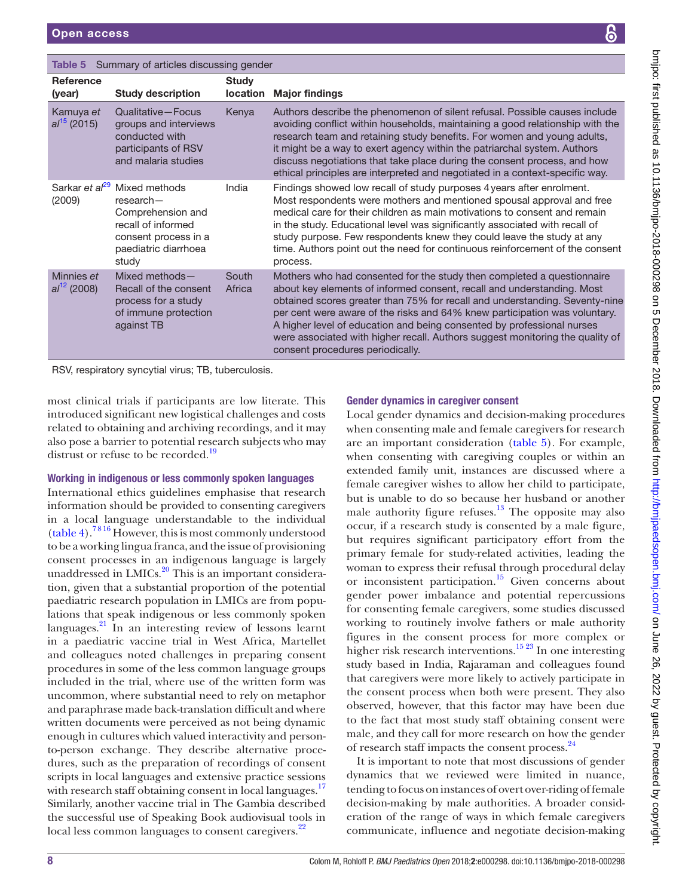Table 5 Summary of articles discussing gender

| Reference (year) | Study description | Study location | Major findings |
|---|---|---|---|
| Kamuya *et al*[15] (2015) | Qualitative—Focus groups and interviews conducted with participants of RSV and malaria studies | Kenya | Authors describe the phenomenon of silent refusal. Possible causes include avoiding conflict within households, maintaining a good relationship with the research team and retaining study benefits. For women and young adults, it might be a way to exert agency within the patriarchal system. Authors discuss negotiations that take place during the consent process, and how ethical principles are interpreted and negotiated in a context-specific way. |
| Sarkar *et al*[29] (2009) | Mixed methods research—Comprehension and recall of informed consent process in a paediatric diarrhoea study | India | Findings showed low recall of study purposes 4 years after enrolment. Most respondents were mothers and mentioned spousal approval and free medical care for their children as main motivations to consent and remain in the study. Educational level was significantly associated with recall of study purpose. Few respondents knew they could leave the study at any time. Authors point out the need for continuous reinforcement of the consent process. |
| Minnies *et al*[12] (2008) | Mixed methods—Recall of the consent process for a study of immune protection against TB | South Africa | Mothers who had consented for the study then completed a questionnaire about key elements of informed consent, recall and understanding. Most obtained scores greater than 75% for recall and understanding. Seventy-nine per cent were aware of the risks and 64% knew participation was voluntary. A higher level of education and being consented by professional nurses were associated with higher recall. Authors suggest monitoring the quality of consent procedures periodically. |

RSV, respiratory syncytial virus; TB, tuberculosis.

most clinical trials if participants are low literate. This introduced significant new logistical challenges and costs related to obtaining and archiving recordings, and it may also pose a barrier to potential research subjects who may distrust or refuse to be recorded.[19]

### Working in indigenous or less commonly spoken languages

International ethics guidelines emphasise that research information should be provided to consenting caregivers in a local language understandable to the individual (table 4).[7 8 16] However, this is most commonly understood to be a working lingua franca, and the issue of provisioning consent processes in an indigenous language is largely unaddressed in LMICs.[20] This is an important consideration, given that a substantial proportion of the potential paediatric research population in LMICs are from populations that speak indigenous or less commonly spoken languages.[21] In an interesting review of lessons learnt in a paediatric vaccine trial in West Africa, Martellet and colleagues noted challenges in preparing consent procedures in some of the less common language groups included in the trial, where use of the written form was uncommon, where substantial need to rely on metaphor and paraphrase made back-translation difficult and where written documents were perceived as not being dynamic enough in cultures which valued interactivity and person-to-person exchange. They describe alternative procedures, such as the preparation of recordings of consent scripts in local languages and extensive practice sessions with research staff obtaining consent in local languages.[17] Similarly, another vaccine trial in The Gambia described the successful use of Speaking Book audiovisual tools in local less common languages to consent caregivers.[22]

### Gender dynamics in caregiver consent

Local gender dynamics and decision-making procedures when consenting male and female caregivers for research are an important consideration (table 5). For example, when consenting with caregiving couples or within an extended family unit, instances are discussed where a female caregiver wishes to allow her child to participate, but is unable to do so because her husband or another male authority figure refuses.[13] The opposite may also occur, if a research study is consented by a male figure, but requires significant participatory effort from the primary female for study-related activities, leading the woman to express their refusal through procedural delay or inconsistent participation.[15] Given concerns about gender power imbalance and potential repercussions for consenting female caregivers, some studies discussed working to routinely involve fathers or male authority figures in the consent process for more complex or higher risk research interventions.[15 23] In one interesting study based in India, Rajaraman and colleagues found that caregivers were more likely to actively participate in the consent process when both were present. They also observed, however, that this factor may have been due to the fact that most study staff obtaining consent were male, and they call for more research on how the gender of research staff impacts the consent process.[24]

It is important to note that most discussions of gender dynamics that we reviewed were limited in nuance, tending to focus on instances of overt over-riding of female decision-making by male authorities. A broader consideration of the range of ways in which female caregivers communicate, influence and negotiate decision-making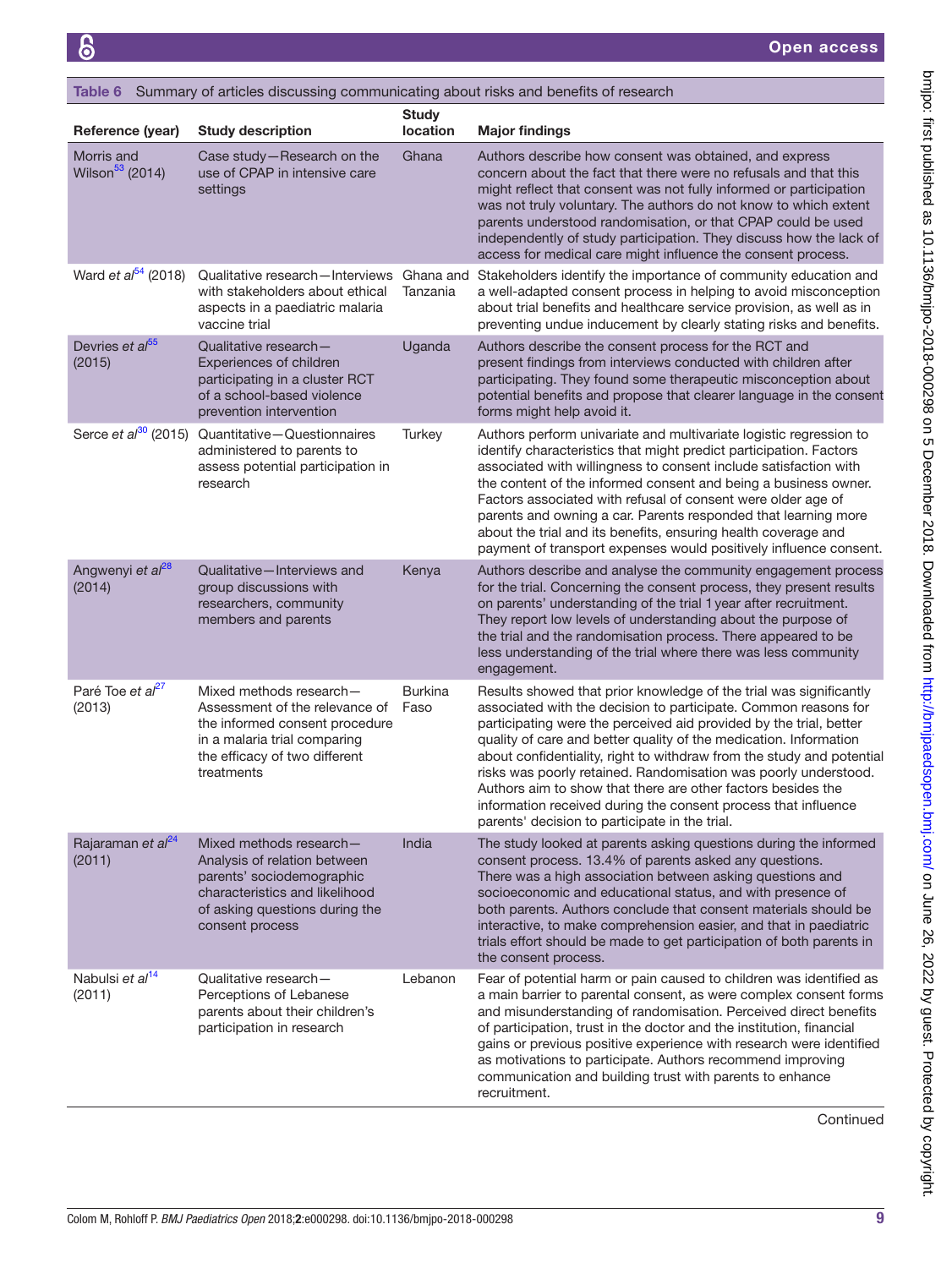**Table 6** Summary of articles discussing communicating about risks and benefits of research

| Reference (year) | Study description | Study location | Major findings |
|---|---|---|---|
| Morris and Wilson[53] (2014) | Case study—Research on the use of CPAP in intensive care settings | Ghana | Authors describe how consent was obtained, and express concern about the fact that there were no refusals and that this might reflect that consent was not fully informed or participation was not truly voluntary. The authors do not know to which extent parents understood randomisation, or that CPAP could be used independently of study participation. They discuss how the lack of access for medical care might influence the consent process. |
| Ward *et al*[54] (2018) | Qualitative research—Interviews with stakeholders about ethical aspects in a paediatric malaria vaccine trial | Ghana and Tanzania | Stakeholders identify the importance of community education and a well-adapted consent process in helping to avoid misconception about trial benefits and healthcare service provision, as well as in preventing undue inducement by clearly stating risks and benefits. |
| Devries *et al*[55] (2015) | Qualitative research—Experiences of children participating in a cluster RCT of a school-based violence prevention intervention | Uganda | Authors describe the consent process for the RCT and present findings from interviews conducted with children after participating. They found some therapeutic misconception about potential benefits and propose that clearer language in the consent forms might help avoid it. |
| Serce *et al*[30] (2015) | Quantitative—Questionnaires administered to parents to assess potential participation in research | Turkey | Authors perform univariate and multivariate logistic regression to identify characteristics that might predict participation. Factors associated with willingness to consent include satisfaction with the content of the informed consent and being a business owner. Factors associated with refusal of consent were older age of parents and owning a car. Parents responded that learning more about the trial and its benefits, ensuring health coverage and payment of transport expenses would positively influence consent. |
| Angwenyi *et al*[28] (2014) | Qualitative—Interviews and group discussions with researchers, community members and parents | Kenya | Authors describe and analyse the community engagement process for the trial. Concerning the consent process, they present results on parents' understanding of the trial 1 year after recruitment. They report low levels of understanding about the purpose of the trial and the randomisation process. There appeared to be less understanding of the trial where there was less community engagement. |
| Paré Toe *et al*[27] (2013) | Mixed methods research—Assessment of the relevance of the informed consent procedure in a malaria trial comparing the efficacy of two different treatments | Burkina Faso | Results showed that prior knowledge of the trial was significantly associated with the decision to participate. Common reasons for participating were the perceived aid provided by the trial, better quality of care and better quality of the medication. Information about confidentiality, right to withdraw from the study and potential risks was poorly retained. Randomisation was poorly understood. Authors aim to show that there are other factors besides the information received during the consent process that influence parents' decision to participate in the trial. |
| Rajaraman *et al*[24] (2011) | Mixed methods research—Analysis of relation between parents' sociodemographic characteristics and likelihood of asking questions during the consent process | India | The study looked at parents asking questions during the informed consent process. 13.4% of parents asked any questions. There was a high association between asking questions and socioeconomic and educational status, and with presence of both parents. Authors conclude that consent materials should be interactive, to make comprehension easier, and that in paediatric trials effort should be made to get participation of both parents in the consent process. |
| Nabulsi *et al*[14] (2011) | Qualitative research—Perceptions of Lebanese parents about their children's participation in research | Lebanon | Fear of potential harm or pain caused to children was identified as a main barrier to parental consent, as were complex consent forms and misunderstanding of randomisation. Perceived direct benefits of participation, trust in the doctor and the institution, financial gains or previous positive experience with research were identified as motivations to participate. Authors recommend improving communication and building trust with parents to enhance recruitment. |

Continued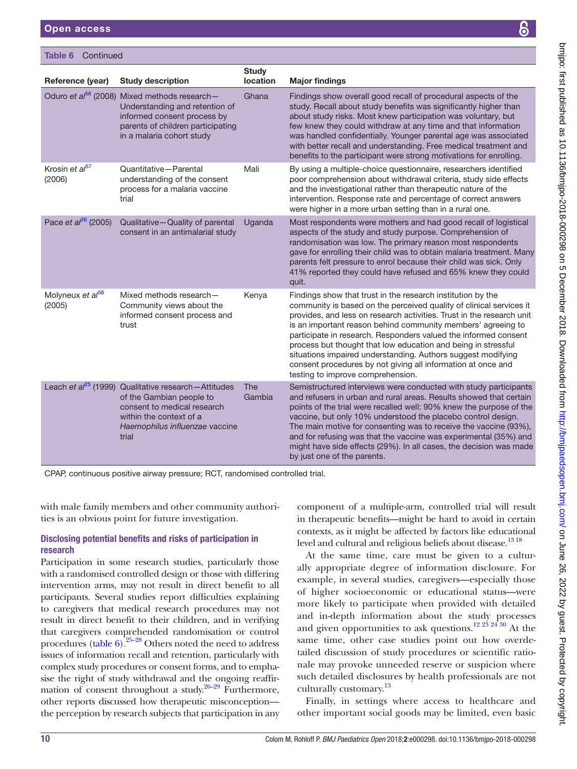**Table 6** Continued

| Reference (year) | Study description | Study location | Major findings |
|---|---|---|---|
| Oduro *et al*[56] (2008) | Mixed methods research—Understanding and retention of informed consent process by parents of children participating in a malaria cohort study | Ghana | Findings show overall good recall of procedural aspects of the study. Recall about study benefits was significantly higher than about study risks. Most knew participation was voluntary, but few knew they could withdraw at any time and that information was handled confidentially. Younger parental age was associated with better recall and understanding. Free medical treatment and benefits to the participant were strong motivations for enrolling. |
| Krosin *et al*[57] (2006) | Quantitative—Parental understanding of the consent process for a malaria vaccine trial | Mali | By using a multiple-choice questionnaire, researchers identified poor comprehension about withdrawal criteria, study side effects and the investigational rather than therapeutic nature of the intervention. Response rate and percentage of correct answers were higher in a more urban setting than in a rural one. |
| Pace *et al*[26] (2005) | Qualitative—Quality of parental consent in an antimalarial study | Uganda | Most respondents were mothers and had good recall of logistical aspects of the study and study purpose. Comprehension of randomisation was low. The primary reason most respondents gave for enrolling their child was to obtain malaria treatment. Many parents felt pressure to enrol because their child was sick. Only 41% reported they could have refused and 65% knew they could quit. |
| Molyneux *et al*[58] (2005) | Mixed methods research—Community views about the informed consent process and trust | Kenya | Findings show that trust in the research institution by the community is based on the perceived quality of clinical services it provides, and less on research activities. Trust in the research unit is an important reason behind community members' agreeing to participate in research. Responders valued the informed consent process but thought that low education and being in stressful situations impaired understanding. Authors suggest modifying consent procedures by not giving all information at once and testing to improve comprehension. |
| Leach *et al*[25] (1999) | Qualitative research—Attitudes of the Gambian people to consent to medical research within the context of a *Haemophilus influenzae* vaccine trial | The Gambia | Semistructured interviews were conducted with study participants and refusers in urban and rural areas. Results showed that certain points of the trial were recalled well: 90% knew the purpose of the vaccine, but only 10% understood the placebo control design. The main motive for consenting was to receive the vaccine (93%), and for refusing was that the vaccine was experimental (35%) and might have side effects (29%). In all cases, the decision was made by just one of the parents. |

CPAP, continuous positive airway pressure; RCT, randomised controlled trial.

with male family members and other community authorities is an obvious point for future investigation.

### Disclosing potential benefits and risks of participation in research

Participation in some research studies, particularly those with a randomised controlled design or those with differing intervention arms, may not result in direct benefit to all participants. Several studies report difficulties explaining to caregivers that medical research procedures may not result in direct benefit to their children, and in verifying that caregivers comprehended randomisation or control procedures (table 6).[25–28] Others noted the need to address issues of information recall and retention, particularly with complex study procedures or consent forms, and to emphasise the right of study withdrawal and the ongoing reaffirmation of consent throughout a study.[26–29] Furthermore, other reports discussed how therapeutic misconception—the perception by research subjects that participation in any component of a multiple-arm, controlled trial will result in therapeutic benefits—might be hard to avoid in certain contexts, as it might be affected by factors like educational level and cultural and religious beliefs about disease.[13 18]

At the same time, care must be given to a culturally appropriate degree of information disclosure. For example, in several studies, caregivers—especially those of higher socioeconomic or educational status—were more likely to participate when provided with detailed and in-depth information about the study processes and given opportunities to ask questions.[12 23 24 30] At the same time, other case studies point out how overdetailed discussion of study procedures or scientific rationale may provoke unneeded reserve or suspicion where such detailed disclosures by health professionals are not culturally customary.[13]

Finally, in settings where access to healthcare and other important social goods may be limited, even basic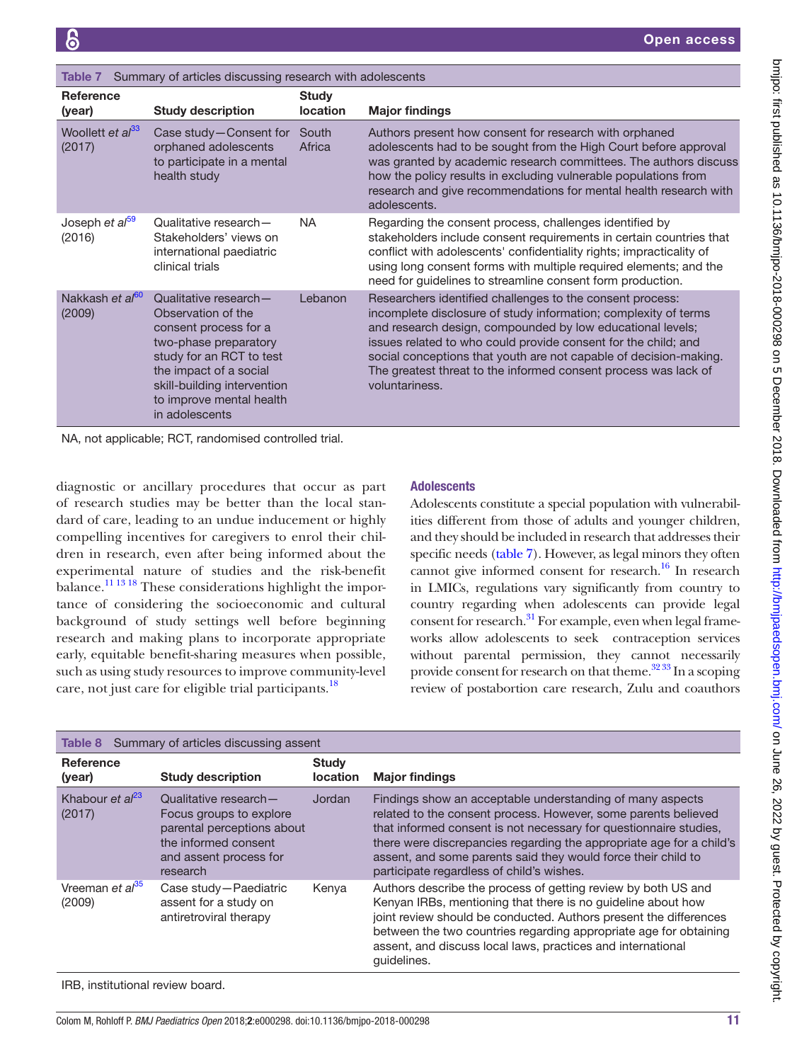Table 7 Summary of articles discussing research with adolescents

| Reference (year) | Study description | Study location | Major findings |
|---|---|---|---|
| Woollett *et al*[33] (2017) | Case study—Consent for orphaned adolescents to participate in a mental health study | South Africa | Authors present how consent for research with orphaned adolescents had to be sought from the High Court before approval was granted by academic research committees. The authors discuss how the policy results in excluding vulnerable populations from research and give recommendations for mental health research with adolescents. |
| Joseph *et al*[59] (2016) | Qualitative research—Stakeholders' views on international paediatric clinical trials | NA | Regarding the consent process, challenges identified by stakeholders include consent requirements in certain countries that conflict with adolescents' confidentiality rights; impracticality of using long consent forms with multiple required elements; and the need for guidelines to streamline consent form production. |
| Nakkash *et al*[60] (2009) | Qualitative research—Observation of the consent process for a two-phase preparatory study for an RCT to test the impact of a social skill-building intervention to improve mental health in adolescents | Lebanon | Researchers identified challenges to the consent process: incomplete disclosure of study information; complexity of terms and research design, compounded by low educational levels; issues related to who could provide consent for the child; and social conceptions that youth are not capable of decision-making. The greatest threat to the informed consent process was lack of voluntariness. |

NA, not applicable; RCT, randomised controlled trial.

diagnostic or ancillary procedures that occur as part of research studies may be better than the local standard of care, leading to an undue inducement or highly compelling incentives for caregivers to enrol their children in research, even after being informed about the experimental nature of studies and the risk-benefit balance.[11 13 18] These considerations highlight the importance of considering the socioeconomic and cultural background of study settings well before beginning research and making plans to incorporate appropriate early, equitable benefit-sharing measures when possible, such as using study resources to improve community-level care, not just care for eligible trial participants.[18]

## Adolescents

Adolescents constitute a special population with vulnerabilities different from those of adults and younger children, and they should be included in research that addresses their specific needs (table 7). However, as legal minors they often cannot give informed consent for research.[16] In research in LMICs, regulations vary significantly from country to country regarding when adolescents can provide legal consent for research.[31] For example, even when legal frameworks allow adolescents to seek contraception services without parental permission, they cannot necessarily provide consent for research on that theme.[32 33] In a scoping review of postabortion care research, Zulu and coauthors

Table 8 Summary of articles discussing assent

| Reference (year) | Study description | Study location | Major findings |
|---|---|---|---|
| Khabour *et al*[23] (2017) | Qualitative research—Focus groups to explore parental perceptions about the informed consent and assent process for research | Jordan | Findings show an acceptable understanding of many aspects related to the consent process. However, some parents believed that informed consent is not necessary for questionnaire studies, there were discrepancies regarding the appropriate age for a child's assent, and some parents said they would force their child to participate regardless of child's wishes. |
| Vreeman *et al*[35] (2009) | Case study—Paediatric assent for a study on antiretroviral therapy | Kenya | Authors describe the process of getting review by both US and Kenyan IRBs, mentioning that there is no guideline about how joint review should be conducted. Authors present the differences between the two countries regarding appropriate age for obtaining assent, and discuss local laws, practices and international guidelines. |

IRB, institutional review board.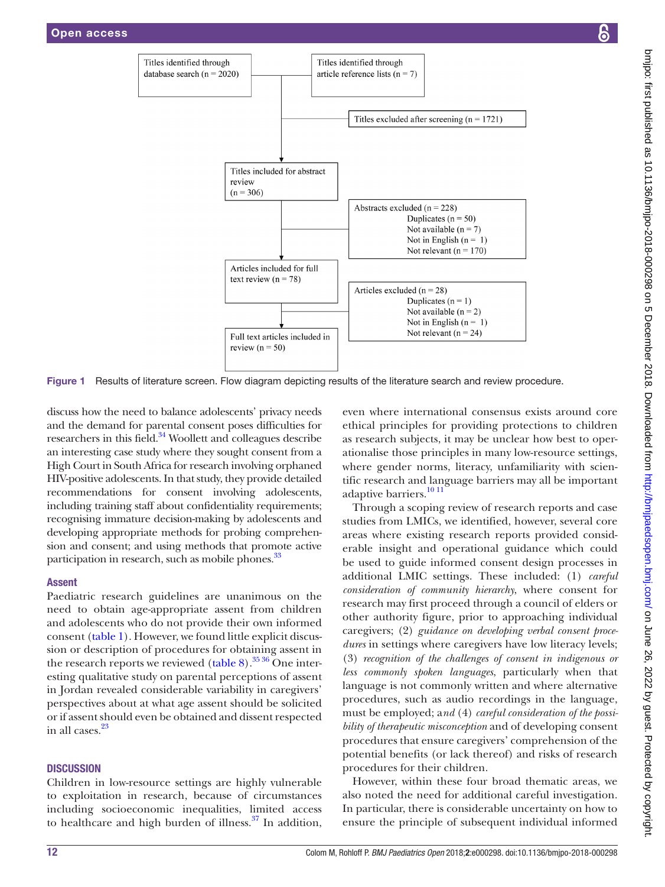Titles identified through database search (n = 2020)

Titles identified through article reference lists (n = 7)

Titles excluded after screening (n = 1721)

Titles included for abstract review (n = 306)

Abstracts excluded (n = 228)
Duplicates (n = 50)
Not available (n = 7)
Not in English (n = 1)
Not relevant (n = 170)

Articles included for full text review (n = 78)

Articles excluded (n = 28)
Duplicates (n = 1)
Not available (n = 2)
Not in English (n = 1)
Not relevant (n = 24)

Full text articles included in review (n = 50)

**Figure 1** Results of literature screen. Flow diagram depicting results of the literature search and review procedure.

discuss how the need to balance adolescents' privacy needs and the demand for parental consent poses difficulties for researchers in this field.[34] Woollett and colleagues describe an interesting case study where they sought consent from a High Court in South Africa for research involving orphaned HIV-positive adolescents. In that study, they provide detailed recommendations for consent involving adolescents, including training staff about confidentiality requirements; recognising immature decision-making by adolescents and developing appropriate methods for probing comprehension and consent; and using methods that promote active participation in research, such as mobile phones.[33]

### Assent

Paediatric research guidelines are unanimous on the need to obtain age-appropriate assent from children and adolescents who do not provide their own informed consent (table 1). However, we found little explicit discussion or description of procedures for obtaining assent in the research reports we reviewed (table 8).[35,36] One interesting qualitative study on parental perceptions of assent in Jordan revealed considerable variability in caregivers' perspectives about at what age assent should be solicited or if assent should even be obtained and dissent respected in all cases.[23]

## DISCUSSION

Children in low-resource settings are highly vulnerable to exploitation in research, because of circumstances including socioeconomic inequalities, limited access to healthcare and high burden of illness.[37] In addition, even where international consensus exists around core ethical principles for providing protections to children as research subjects, it may be unclear how best to operationalise those principles in many low-resource settings, where gender norms, literacy, unfamiliarity with scientific research and language barriers may all be important adaptive barriers.[10,11]

Through a scoping review of research reports and case studies from LMICs, we identified, however, several core areas where existing research reports provided considerable insight and operational guidance which could be used to guide informed consent design processes in additional LMIC settings. These included: (1) *careful consideration of community hierarchy*, where consent for research may first proceed through a council of elders or other authority figure, prior to approaching individual caregivers; (2) *guidance on developing verbal consent procedures* in settings where caregivers have low literacy levels; (3) *recognition of the challenges of consent in indigenous or less commonly spoken languages*, particularly when that language is not commonly written and where alternative procedures, such as audio recordings in the language, must be employed; and (4) *careful consideration of the possibility of therapeutic misconception* and of developing consent procedures that ensure caregivers' comprehension of the potential benefits (or lack thereof) and risks of research procedures for their children.

However, within these four broad thematic areas, we also noted the need for additional careful investigation. In particular, there is considerable uncertainty on how to ensure the principle of subsequent individual informed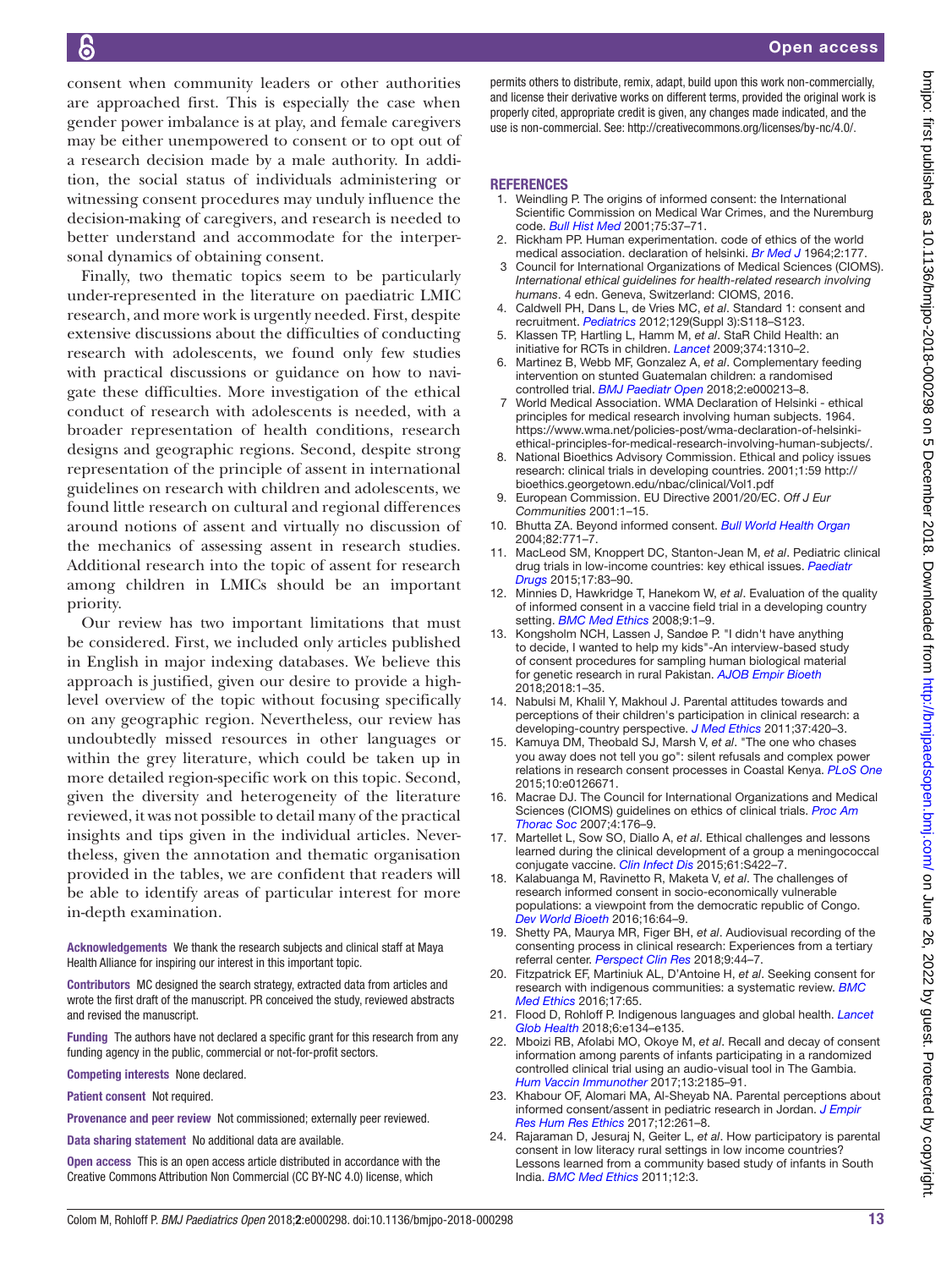consent when community leaders or other authorities are approached first. This is especially the case when gender power imbalance is at play, and female caregivers may be either unempowered to consent or to opt out of a research decision made by a male authority. In addition, the social status of individuals administering or witnessing consent procedures may unduly influence the decision-making of caregivers, and research is needed to better understand and accommodate for the interpersonal dynamics of obtaining consent.

Finally, two thematic topics seem to be particularly under-represented in the literature on paediatric LMIC research, and more work is urgently needed. First, despite extensive discussions about the difficulties of conducting research with adolescents, we found only few studies with practical discussions or guidance on how to navigate these difficulties. More investigation of the ethical conduct of research with adolescents is needed, with a broader representation of health conditions, research designs and geographic regions. Second, despite strong representation of the principle of assent in international guidelines on research with children and adolescents, we found little research on cultural and regional differences around notions of assent and virtually no discussion of the mechanics of assessing assent in research studies. Additional research into the topic of assent for research among children in LMICs should be an important priority.

Our review has two important limitations that must be considered. First, we included only articles published in English in major indexing databases. We believe this approach is justified, given our desire to provide a high-level overview of the topic without focusing specifically on any geographic region. Nevertheless, our review has undoubtedly missed resources in other languages or within the grey literature, which could be taken up in more detailed region-specific work on this topic. Second, given the diversity and heterogeneity of the literature reviewed, it was not possible to detail many of the practical insights and tips given in the individual articles. Nevertheless, given the annotation and thematic organisation provided in the tables, we are confident that readers will be able to identify areas of particular interest for more in-depth examination.

**Acknowledgements** We thank the research subjects and clinical staff at Maya Health Alliance for inspiring our interest in this important topic.

**Contributors** MC designed the search strategy, extracted data from articles and wrote the first draft of the manuscript. PR conceived the study, reviewed abstracts and revised the manuscript.

**Funding** The authors have not declared a specific grant for this research from any funding agency in the public, commercial or not-for-profit sectors.

**Competing interests** None declared.

**Patient consent** Not required.

**Provenance and peer review** Not commissioned; externally peer reviewed.

**Data sharing statement** No additional data are available.

**Open access** This is an open access article distributed in accordance with the Creative Commons Attribution Non Commercial (CC BY-NC 4.0) license, which permits others to distribute, remix, adapt, build upon this work non-commercially, and license their derivative works on different terms, provided the original work is properly cited, appropriate credit is given, any changes made indicated, and the use is non-commercial. See: http://creativecommons.org/licenses/by-nc/4.0/.

## REFERENCES

1. Weindling P. The origins of informed consent: the International Scientific Commission on Medical War Crimes, and the Nuremburg code. *Bull Hist Med* 2001;75:37–71.
2. Rickham PP. Human experimentation. code of ethics of the world medical association. declaration of helsinki. *Br Med J* 1964;2:177.
3. Council for International Organizations of Medical Sciences (CIOMS). *International ethical guidelines for health-related research involving humans*. 4 edn. Geneva, Switzerland: CIOMS, 2016.
4. Caldwell PH, Dans L, de Vries MC, *et al*. Standard 1: consent and recruitment. *Pediatrics* 2012;129(Suppl 3):S118–S123.
5. Klassen TP, Hartling L, Hamm M, *et al*. StaR Child Health: an initiative for RCTs in children. *Lancet* 2009;374:1310–2.
6. Martinez B, Webb MF, Gonzalez A, *et al*. Complementary feeding intervention on stunted Guatemalan children: a randomised controlled trial. *BMJ Paediatr Open* 2018;2:e000213–8.
7. World Medical Association. WMA Declaration of Helsinki - ethical principles for medical research involving human subjects. 1964. https://www.wma.net/policies-post/wma-declaration-of-helsinki-ethical-principles-for-medical-research-involving-human-subjects/.
8. National Bioethics Advisory Commission. Ethical and policy issues research: clinical trials in developing countries. 2001;1:59 http://bioethics.georgetown.edu/nbac/clinical/Vol1.pdf
9. European Commission. EU Directive 2001/20/EC. *Off J Eur Communities* 2001:1–15.
10. Bhutta ZA. Beyond informed consent. *Bull World Health Organ* 2004;82:771–7.
11. MacLeod SM, Knoppert DC, Stanton-Jean M, *et al*. Pediatric clinical drug trials in low-income countries: key ethical issues. *Paediatr Drugs* 2015;17:83–90.
12. Minnies D, Hawkridge T, Hanekom W, *et al*. Evaluation of the quality of informed consent in a vaccine field trial in a developing country setting. *BMC Med Ethics* 2008;9:1–9.
13. Kongsholm NCH, Lassen J, Sandøe P. "I didn't have anything to decide, I wanted to help my kids"-An interview-based study of consent procedures for sampling human biological material for genetic research in rural Pakistan. *AJOB Empir Bioeth* 2018;2018:1–35.
14. Nabulsi M, Khalil Y, Makhoul J. Parental attitudes towards and perceptions of their children's participation in clinical research: a developing-country perspective. *J Med Ethics* 2011;37:420–3.
15. Kamuya DM, Theobald SJ, Marsh V, *et al*. "The one who chases you away does not tell you go": silent refusals and complex power relations in research consent processes in Coastal Kenya. *PLoS One* 2015;10:e0126671.
16. Macrae DJ. The Council for International Organizations and Medical Sciences (CIOMS) guidelines on ethics of clinical trials. *Proc Am Thorac Soc* 2007;4:176–9.
17. Martellet L, Sow SO, Diallo A, *et al*. Ethical challenges and lessons learned during the clinical development of a group a meningococcal conjugate vaccine. *Clin Infect Dis* 2015;61:S422–7.
18. Kalabuanga M, Ravinetto R, Maketa V, *et al*. The challenges of research informed consent in socio-economically vulnerable populations: a viewpoint from the democratic republic of Congo. *Dev World Bioeth* 2016;16:64–9.
19. Shetty PA, Maurya MR, Figer BH, *et al*. Audiovisual recording of the consenting process in clinical research: Experiences from a tertiary referral center. *Perspect Clin Res* 2018;9:44–7.
20. Fitzpatrick EF, Martiniuk AL, D'Antoine H, *et al*. Seeking consent for research with indigenous communities: a systematic review. *BMC Med Ethics* 2016;17:65.
21. Flood D, Rohloff P. Indigenous languages and global health. *Lancet Glob Health* 2018;6:e134–e135.
22. Mboizi RB, Afolabi MO, Okoye M, *et al*. Recall and decay of consent information among parents of infants participating in a randomized controlled clinical trial using an audio-visual tool in The Gambia. *Hum Vaccin Immunother* 2017;13:2185–91.
23. Khabour OF, Alomari MA, Al-Sheyab NA. Parental perceptions about informed consent/assent in pediatric research in Jordan. *J Empir Res Hum Res Ethics* 2017;12:261–8.
24. Rajaraman D, Jesuraj N, Geiter L, *et al*. How participatory is parental consent in low literacy rural settings in low income countries? Lessons learned from a community based study of infants in South India. *BMC Med Ethics* 2011;12:3.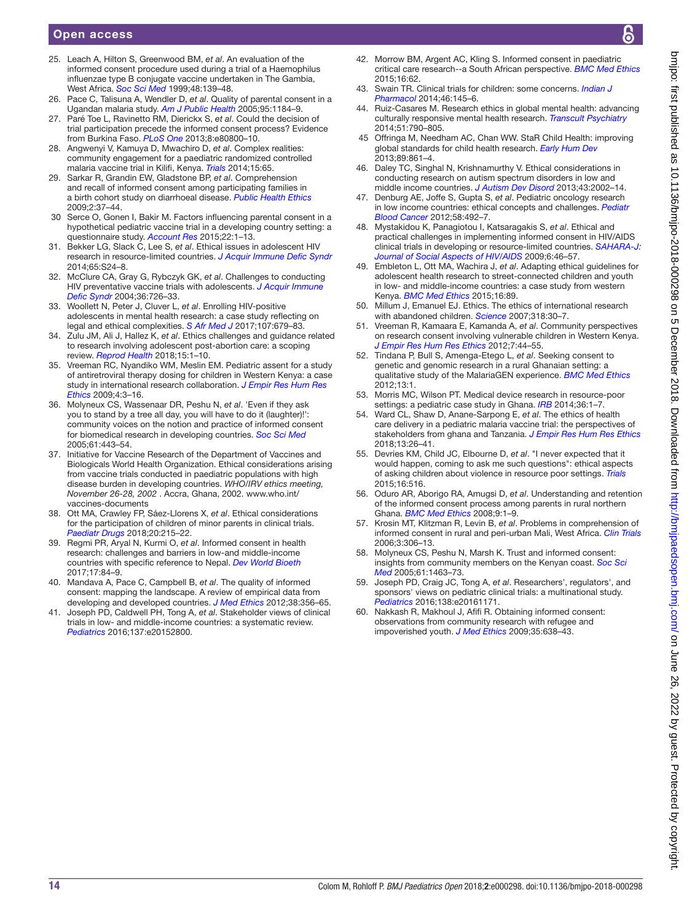25. Leach A, Hilton S, Greenwood BM, *et al*. An evaluation of the informed consent procedure used during a trial of a Haemophilus influenzae type B conjugate vaccine undertaken in The Gambia, West Africa. *Soc Sci Med* 1999;48:139–48.
26. Pace C, Talisuna A, Wendler D, *et al*. Quality of parental consent in a Ugandan malaria study. *Am J Public Health* 2005;95:1184–9.
27. Paré Toe L, Ravinetto RM, Dierickx S, *et al*. Could the decision of trial participation precede the informed consent process? Evidence from Burkina Faso. *PLoS One* 2013;8:e80800–10.
28. Angwenyi V, Kamuya D, Mwachiro D, *et al*. Complex realities: community engagement for a paediatric randomized controlled malaria vaccine trial in Kilifi, Kenya. *Trials* 2014;15:65.
29. Sarkar R, Grandin EW, Gladstone BP, *et al*. Comprehension and recall of informed consent among participating families in a birth cohort study on diarrhoeal disease. *Public Health Ethics* 2009;2:37–44.
30. Serce O, Gonen I, Bakir M. Factors influencing parental consent in a hypothetical pediatric vaccine trial in a developing country setting: a questionnaire study. *Account Res* 2015;22:1–13.
31. Bekker LG, Slack C, Lee S, *et al*. Ethical issues in adolescent HIV research in resource-limited countries. *J Acquir Immune Defic Syndr* 2014;65:S24–8.
32. McClure CA, Gray G, Rybczyk GK, *et al*. Challenges to conducting HIV preventative vaccine trials with adolescents. *J Acquir Immune Defic Syndr* 2004;36:726–33.
33. Woollett N, Peter J, Cluver L, *et al*. Enrolling HIV-positive adolescents in mental health research: a case study reflecting on legal and ethical complexities. *S Afr Med J* 2017;107:679–83.
34. Zulu JM, Ali J, Hallez K, *et al*. Ethics challenges and guidance related to research involving adolescent post-abortion care: a scoping review. *Reprod Health* 2018;15:1–10.
35. Vreeman RC, Nyandiko WM, Meslin EM. Pediatric assent for a study of antiretroviral therapy dosing for children in Western Kenya: a case study in international research collaboration. *J Empir Res Hum Res Ethics* 2009;4:3–16.
36. Molyneux CS, Wassenaar DR, Peshu N, *et al*. 'Even if they ask you to stand by a tree all day, you will have to do it (laughter)!': community voices on the notion and practice of informed consent for biomedical research in developing countries. *Soc Sci Med* 2005;61:443–54.
37. Initiative for Vaccine Research of the Department of Vaccines and Biologicals World Health Organization. Ethical considerations arising from vaccine trials conducted in paediatric populations with high disease burden in developing countries. *WHO/IRV ethics meeting, November 26-28, 2002* . Accra, Ghana, 2002. www.who.int/vaccines-documents
38. Ott MA, Crawley FP, Sáez-Llorens X, *et al*. Ethical considerations for the participation of children of minor parents in clinical trials. *Paediatr Drugs* 2018;20:215–22.
39. Regmi PR, Aryal N, Kurmi O, *et al*. Informed consent in health research: challenges and barriers in low-and middle-income countries with specific reference to Nepal. *Dev World Bioeth* 2017;17:84–9.
40. Mandava A, Pace C, Campbell B, *et al*. The quality of informed consent: mapping the landscape. A review of empirical data from developing and developed countries. *J Med Ethics* 2012;38:356–65.
41. Joseph PD, Caldwell PH, Tong A, *et al*. Stakeholder views of clinical trials in low- and middle-income countries: a systematic review. *Pediatrics* 2016;137:e20152800.
42. Morrow BM, Argent AC, Kling S. Informed consent in paediatric critical care research--a South African perspective. *BMC Med Ethics* 2015;16:62.
43. Swain TR. Clinical trials for children: some concerns. *Indian J Pharmacol* 2014;46:145–6.
44. Ruiz-Casares M. Research ethics in global mental health: advancing culturally responsive mental health research. *Transcult Psychiatry* 2014;51:790–805.
45. Offringa M, Needham AC, Chan WW. StaR Child Health: improving global standards for child health research. *Early Hum Dev* 2013;89:861–4.
46. Daley TC, Singhal N, Krishnamurthy V. Ethical considerations in conducting research on autism spectrum disorders in low and middle income countries. *J Autism Dev Disord* 2013;43:2002–14.
47. Denburg AE, Joffe S, Gupta S, *et al*. Pediatric oncology research in low income countries: ethical concepts and challenges. *Pediatr Blood Cancer* 2012;58:492–7.
48. Mystakidou K, Panagiotou I, Katsaragakis S, *et al*. Ethical and practical challenges in implementing informed consent in HIV/AIDS clinical trials in developing or resource-limited countries. *SAHARA-J: Journal of Social Aspects of HIV/AIDS* 2009;6:46–57.
49. Embleton L, Ott MA, Wachira J, *et al*. Adapting ethical guidelines for adolescent health research to street-connected children and youth in low- and middle-income countries: a case study from western Kenya. *BMC Med Ethics* 2015;16:89.
50. Millum J, Emanuel EJ. Ethics. The ethics of international research with abandoned children. *Science* 2007;318:30–7.
51. Vreeman R, Kamaara E, Kamanda A, *et al*. Community perspectives on research consent involving vulnerable children in Western Kenya. *J Empir Res Hum Res Ethics* 2012;7:44–55.
52. Tindana P, Bull S, Amenga-Etego L, *et al*. Seeking consent to genetic and genomic research in a rural Ghanaian setting: a qualitative study of the MalariaGEN experience. *BMC Med Ethics* 2012;13:1.
53. Morris MC, Wilson PT. Medical device research in resource-poor settings: a pediatric case study in Ghana. *IRB* 2014;36:1–7.
54. Ward CL, Shaw D, Anane-Sarpong E, *et al*. The ethics of health care delivery in a pediatric malaria vaccine trial: the perspectives of stakeholders from ghana and Tanzania. *J Empir Res Hum Res Ethics* 2018;13:26–41.
55. Devries KM, Child JC, Elbourne D, *et al*. "I never expected that it would happen, coming to ask me such questions": ethical aspects of asking children about violence in resource poor settings. *Trials* 2015;16:516.
56. Oduro AR, Aborigo RA, Amugsi D, *et al*. Understanding and retention of the informed consent process among parents in rural northern Ghana. *BMC Med Ethics* 2008;9:1–9.
57. Krosin MT, Klitzman R, Levin B, *et al*. Problems in comprehension of informed consent in rural and peri-urban Mali, West Africa. *Clin Trials* 2006;3:306–13.
58. Molyneux CS, Peshu N, Marsh K. Trust and informed consent: insights from community members on the Kenyan coast. *Soc Sci Med* 2005;61:1463–73.
59. Joseph PD, Craig JC, Tong A, *et al*. Researchers', regulators', and sponsors' views on pediatric clinical trials: a multinational study. *Pediatrics* 2016;138:e20161171.
60. Nakkash R, Makhoul J, Afifi R. Obtaining informed consent: observations from community research with refugee and impoverished youth. *J Med Ethics* 2009;35:638–43.